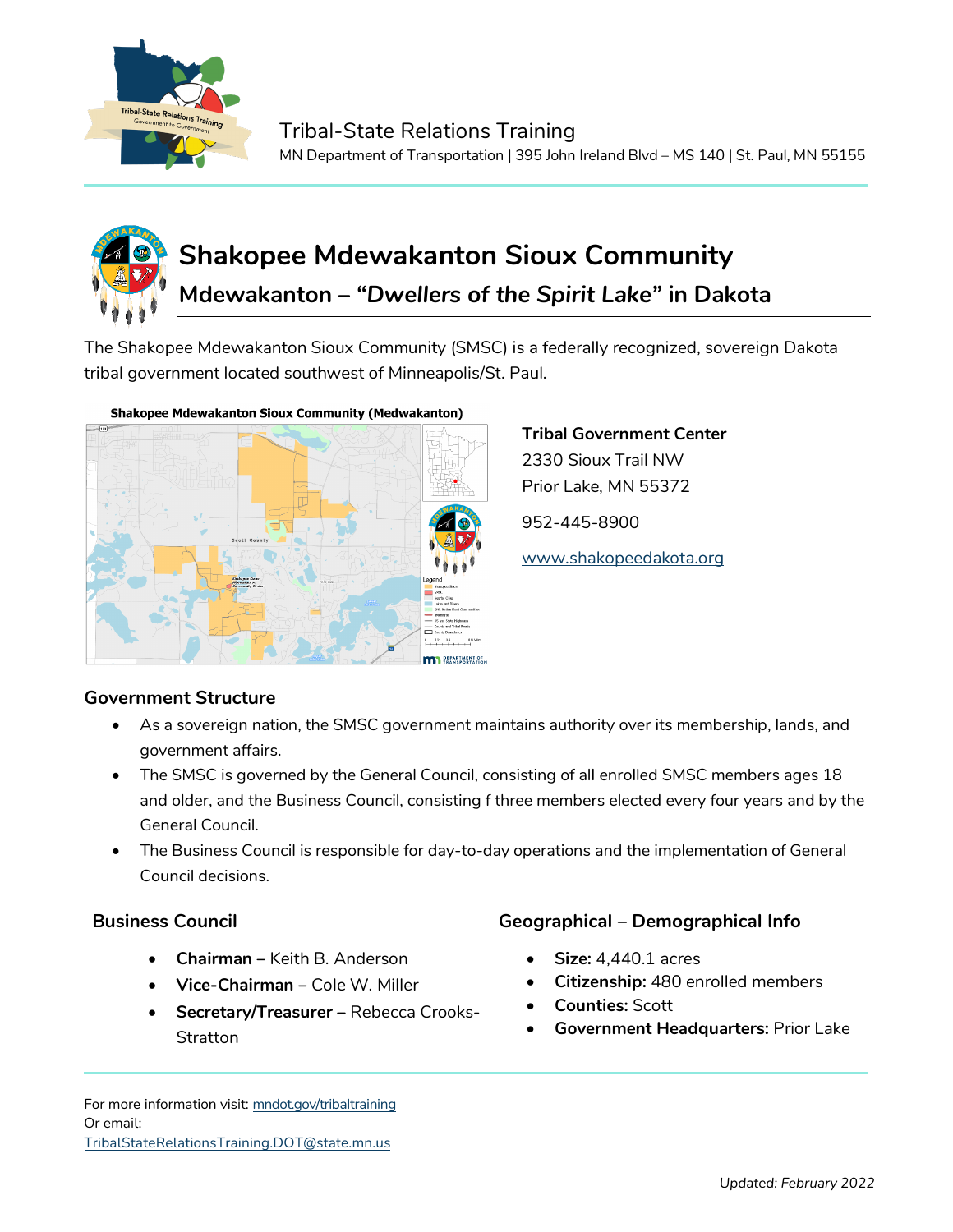Tribal-State Relations Training
MN Department of Transportation | 395 John Ireland Blvd – MS 140 | St. Paul, MN 55155

# Shakopee Mdewakanton Sioux Community

## Mdewakanton – "*Dwellers of the Spirit Lake*" in Dakota

The Shakopee Mdewakanton Sioux Community (SMSC) is a federally recognized, sovereign Dakota tribal government located southwest of Minneapolis/St. Paul.

**Tribal Government Center**
2330 Sioux Trail NW
Prior Lake, MN 55372

952-445-8900

[www.shakopeedakota.org](http://www.shakopeedakota.org)

### Government Structure

- As a sovereign nation, the SMSC government maintains authority over its membership, lands, and government affairs.
- The SMSC is governed by the General Council, consisting of all enrolled SMSC members ages 18 and older, and the Business Council, consisting f three members elected every four years and by the General Council.
- The Business Council is responsible for day-to-day operations and the implementation of General Council decisions.

### Business Council

- **Chairman** – Keith B. Anderson
- **Vice-Chairman** – Cole W. Miller
- **Secretary/Treasurer** – Rebecca Crooks-Stratton

### Geographical – Demographical Info

- **Size:** 4,440.1 acres
- **Citizenship:** 480 enrolled members
- **Counties:** Scott
- **Government Headquarters:** Prior Lake

For more information visit: [mndot.gov/tribaltraining](http://mndot.gov/tribaltraining)
Or email:
[TribalStateRelationsTraining.DOT@state.mn.us](mailto:TribalStateRelationsTraining.DOT@state.mn.us)

Updated: *February 2022*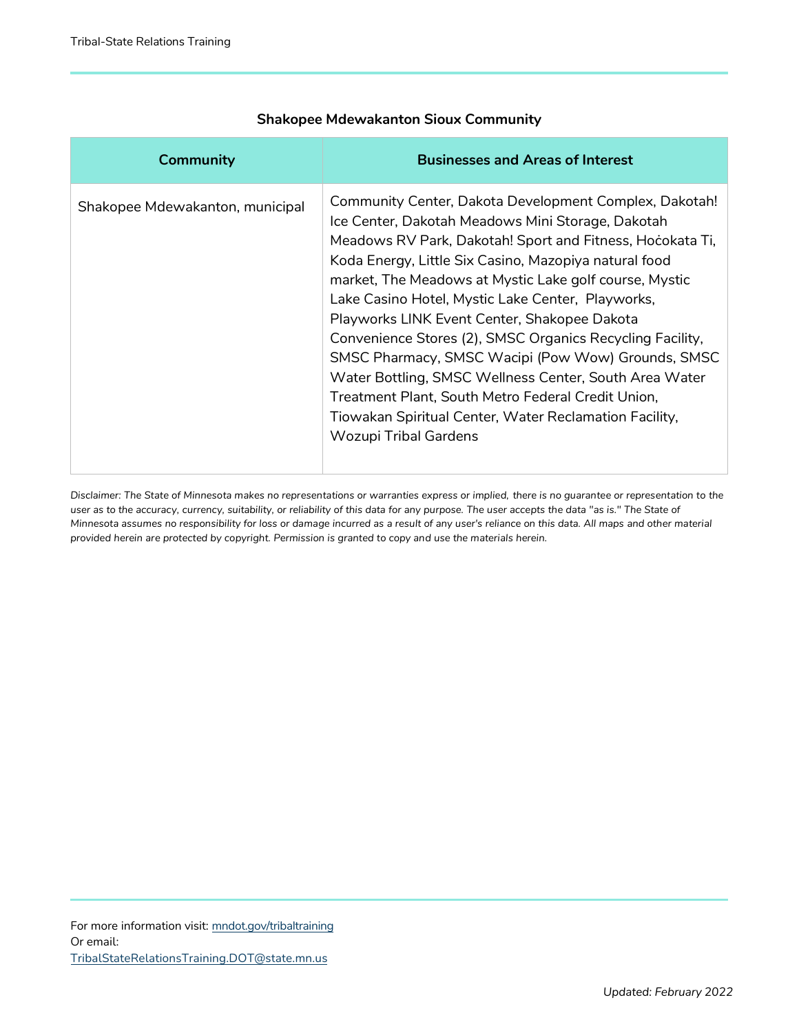**Shakopee Mdewakanton Sioux Community**

| Community | Businesses and Areas of Interest |
| --- | --- |
| Shakopee Mdewakanton, municipal | Community Center, Dakota Development Complex, Dakotah! Ice Center, Dakotah Meadows Mini Storage, Dakotah Meadows RV Park, Dakotah! Sport and Fitness, Hoċokata Ti, Koda Energy, Little Six Casino, Mazopiya natural food market, The Meadows at Mystic Lake golf course, Mystic Lake Casino Hotel, Mystic Lake Center, Playworks, Playworks LINK Event Center, Shakopee Dakota Convenience Stores (2), SMSC Organics Recycling Facility, SMSC Pharmacy, SMSC Wacipi (Pow Wow) Grounds, SMSC Water Bottling, SMSC Wellness Center, South Area Water Treatment Plant, South Metro Federal Credit Union, Tiowakan Spiritual Center, Water Reclamation Facility, Wozupi Tribal Gardens |

*Disclaimer: The State of Minnesota makes no representations or warranties express or implied, there is no guarantee or representation to the user as to the accuracy, currency, suitability, or reliability of this data for any purpose. The user accepts the data "as is." The State of Minnesota assumes no responsibility for loss or damage incurred as a result of any user's reliance on this data. All maps and other material provided herein are protected by copyright. Permission is granted to copy and use the materials herein.*

For more information visit: mndot.gov/tribaltraining
Or email:
TribalStateRelationsTraining.DOT@state.mn.us

Updated: *February 2022*